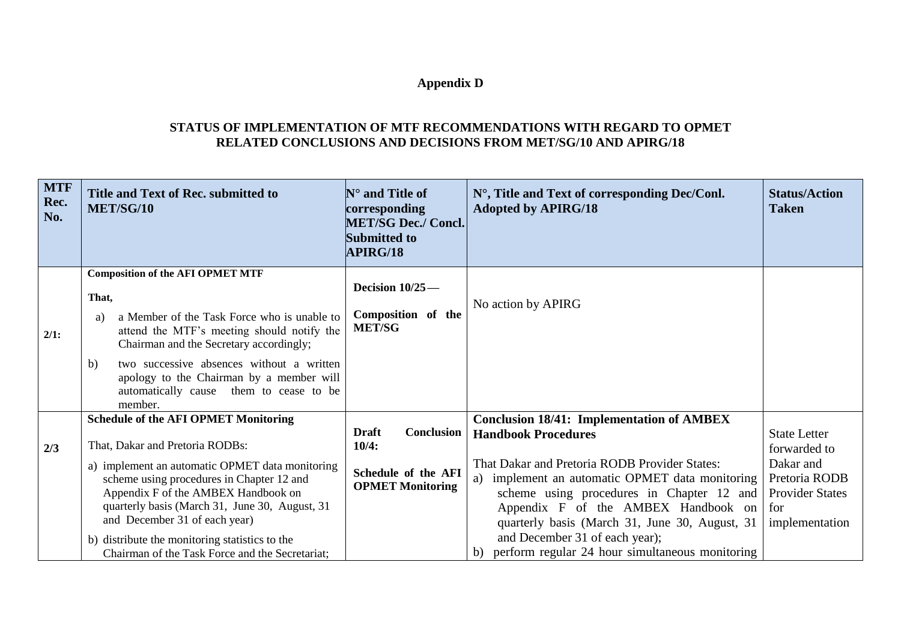**Appendix D**

**STATUS OF IMPLEMENTATION OF MTF RECOMMENDATIONS WITH REGARD TO OPMET RELATED CONCLUSIONS AND DECISIONS FROM MET/SG/10 AND APIRG/18**

| MTF Rec. No. | Title and Text of Rec. submitted to MET/SG/10 | N° and Title of corresponding MET/SG Dec./ Concl. Submitted to APIRG/18 | N°, Title and Text of corresponding Dec/Conl. Adopted by APIRG/18 | Status/Action Taken |
|---|---|---|---|---|
| 2/1: | **Composition of the AFI OPMET MTF**<br><br>**That,**<br><br>a) a Member of the Task Force who is unable to attend the MTF's meeting should notify the Chairman and the Secretary accordingly;<br><br>b) two successive absences without a written apology to the Chairman by a member will automatically cause them to cease to be member. | **Decision 10/25 —**<br><br>**Composition of the MET/SG** | No action by APIRG | |
| 2/3 | **Schedule of the AFI OPMET Monitoring**<br><br>That, Dakar and Pretoria RODBs:<br><br>a) implement an automatic OPMET data monitoring scheme using procedures in Chapter 12 and Appendix F of the AMBEX Handbook on quarterly basis (March 31, June 30, August, 31 and December 31 of each year)<br><br>b) distribute the monitoring statistics to the Chairman of the Task Force and the Secretariat; | **Draft Conclusion 10/4:**<br><br>**Schedule of the AFI OPMET Monitoring** | **Conclusion 18/41: Implementation of AMBEX Handbook Procedures**<br><br>That Dakar and Pretoria RODB Provider States:<br>a) implement an automatic OPMET data monitoring scheme using procedures in Chapter 12 and Appendix F of the AMBEX Handbook on quarterly basis (March 31, June 30, August, 31 and December 31 of each year);<br>b) perform regular 24 hour simultaneous monitoring | State Letter forwarded to Dakar and Pretoria RODB Provider States for implementation |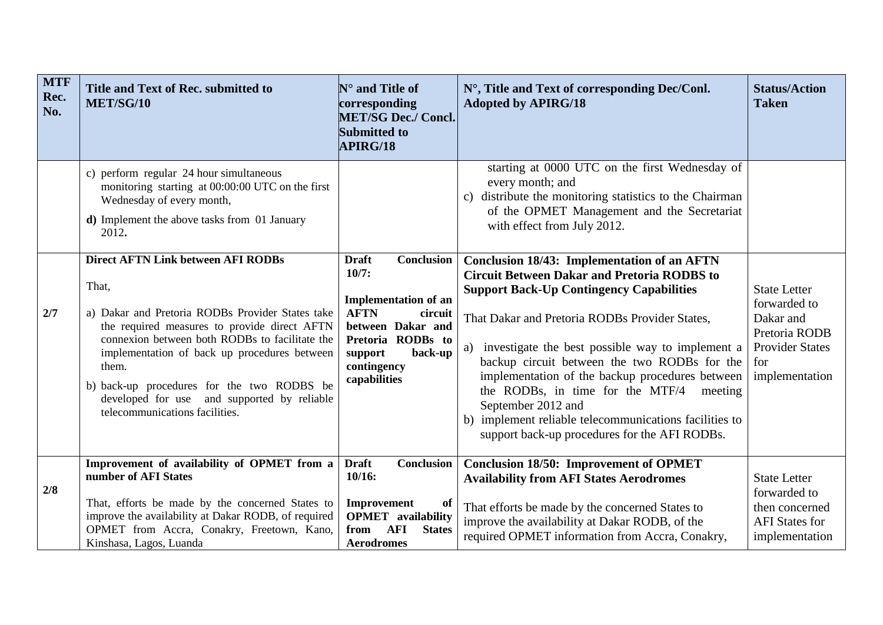| MTF Rec. No. | Title and Text of Rec. submitted to MET/SG/10 | N° and Title of corresponding MET/SG Dec./ Concl. Submitted to APIRG/18 | N°, Title and Text of corresponding Dec/Conl. Adopted by APIRG/18 | Status/Action Taken |
|---|---|---|---|---|
| | c) perform regular 24 hour simultaneous monitoring starting at 00:00:00 UTC on the first Wednesday of every month,<br>**d)** Implement the above tasks from 01 January 2012**.** | | starting at 0000 UTC on the first Wednesday of every month; and<br>c) distribute the monitoring statistics to the Chairman of the OPMET Management and the Secretariat with effect from July 2012. | |
| **2/7** | **Direct AFTN Link between AFI RODBs**<br>That,<br>a) Dakar and Pretoria RODBs Provider States take the required measures to provide direct AFTN connexion between both RODBs to facilitate the implementation of back up procedures between them.<br>b) back-up procedures for the two RODBS be developed for use and supported by reliable telecommunications facilities. | **Draft Conclusion 10/7:**<br>**Implementation of an AFTN circuit between Dakar and Pretoria RODBs to support back-up contingency capabilities** | **Conclusion 18/43: Implementation of an AFTN Circuit Between Dakar and Pretoria RODBS to Support Back-Up Contingency Capabilities**<br>That Dakar and Pretoria RODBs Provider States,<br>a) investigate the best possible way to implement a backup circuit between the two RODBs for the implementation of the backup procedures between the RODBs, in time for the MTF/4 meeting September 2012 and<br>b) implement reliable telecommunications facilities to support back-up procedures for the AFI RODBs. | State Letter forwarded to Dakar and Pretoria RODB Provider States for implementation |
| **2/8** | **Improvement of availability of OPMET from a number of AFI States**<br>That, efforts be made by the concerned States to improve the availability at Dakar RODB, of required OPMET from Accra, Conakry, Freetown, Kano, Kinshasa, Lagos, Luanda | **Draft Conclusion 10/16:**<br>**Improvement of OPMET availability from AFI States Aerodromes** | **Conclusion 18/50: Improvement of OPMET Availability from AFI States Aerodromes**<br>That efforts be made by the concerned States to improve the availability at Dakar RODB, of the required OPMET information from Accra, Conakry, | State Letter forwarded to then concerned AFI States for implementation |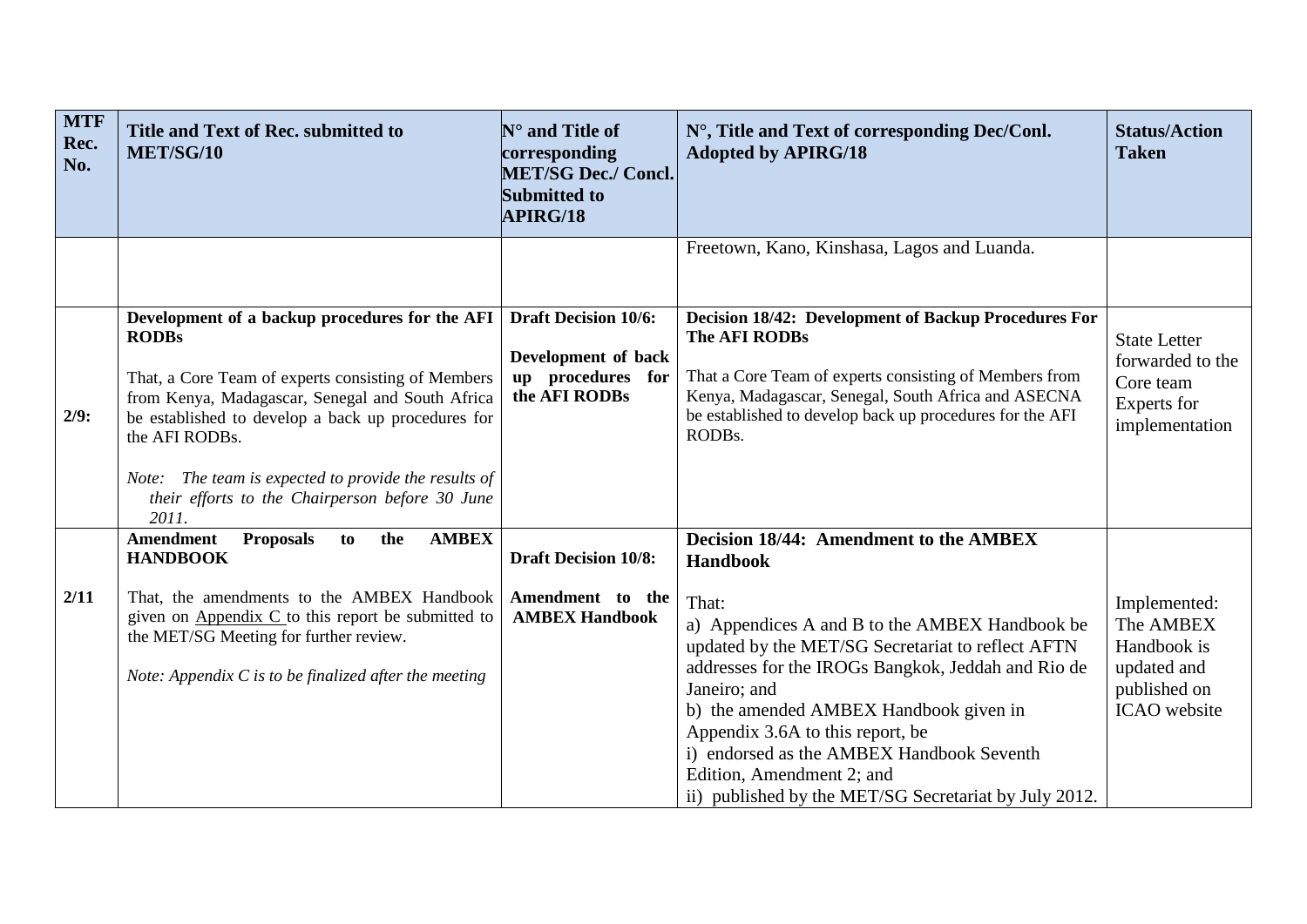| MTF Rec. No. | Title and Text of Rec. submitted to MET/SG/10 | N° and Title of corresponding MET/SG Dec./ Concl. Submitted to APIRG/18 | N°, Title and Text of corresponding Dec/Conl. Adopted by APIRG/18 | Status/Action Taken |
|---|---|---|---|---|
| | | | Freetown, Kano, Kinshasa, Lagos and Luanda. | |
| 2/9: | **Development of a backup procedures for the AFI RODBs**<br><br>That, a Core Team of experts consisting of Members from Kenya, Madagascar, Senegal and South Africa be established to develop a back up procedures for the AFI RODBs.<br><br>*Note: The team is expected to provide the results of their efforts to the Chairperson before 30 June 2011.* | **Draft Decision 10/6:**<br><br>**Development of back up procedures for the AFI RODBs** | **Decision 18/42: Development of Backup Procedures For The AFI RODBs**<br><br>That a Core Team of experts consisting of Members from Kenya, Madagascar, Senegal, South Africa and ASECNA be established to develop back up procedures for the AFI RODBs. | State Letter forwarded to the Core team Experts for implementation |
| 2/11 | **Amendment Proposals to the AMBEX HANDBOOK**<br><br>That, the amendments to the AMBEX Handbook given on Appendix C to this report be submitted to the MET/SG Meeting for further review.<br><br>*Note: Appendix C is to be finalized after the meeting* | **Draft Decision 10/8:**<br><br>**Amendment to the AMBEX Handbook** | **Decision 18/44: Amendment to the AMBEX Handbook**<br><br>That:<br>a) Appendices A and B to the AMBEX Handbook be updated by the MET/SG Secretariat to reflect AFTN addresses for the IROGs Bangkok, Jeddah and Rio de Janeiro; and<br>b) the amended AMBEX Handbook given in Appendix 3.6A to this report, be<br>i) endorsed as the AMBEX Handbook Seventh Edition, Amendment 2; and<br>ii) published by the MET/SG Secretariat by July 2012. | Implemented: The AMBEX Handbook is updated and published on ICAO website |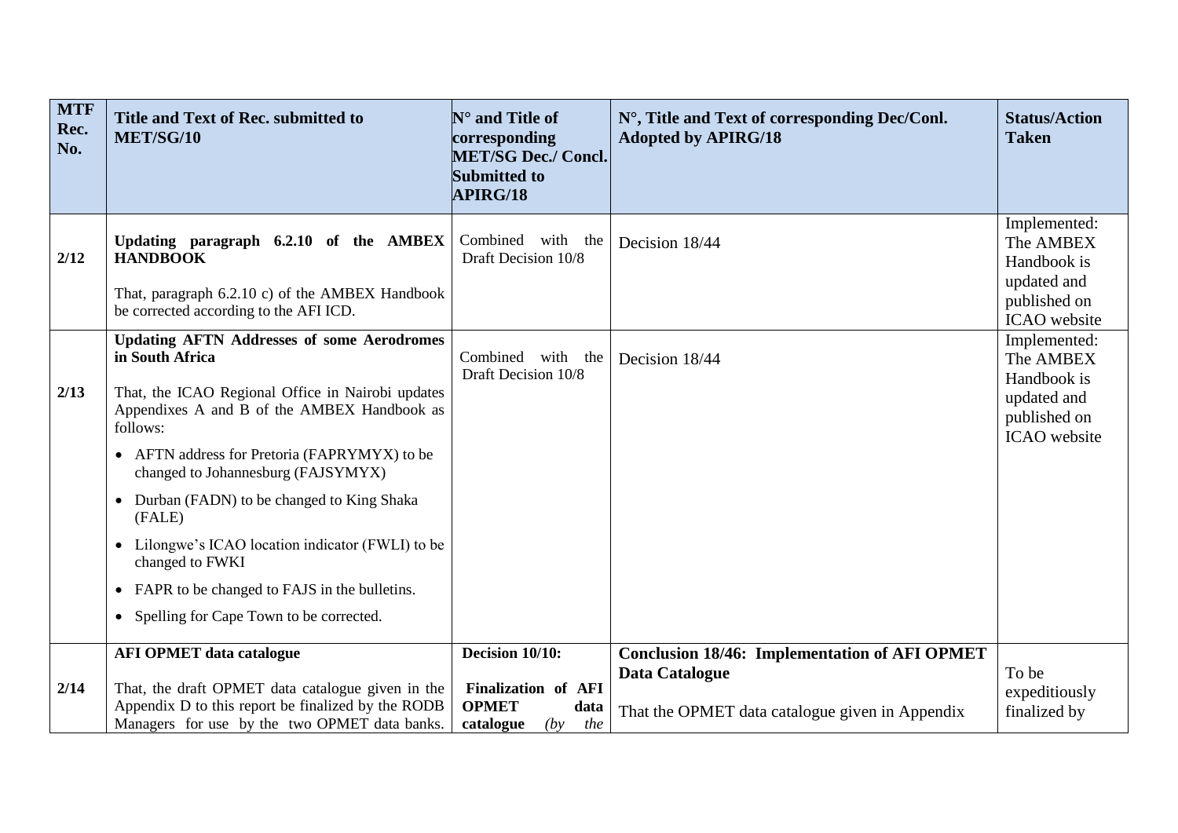| MTF Rec. No. | Title and Text of Rec. submitted to MET/SG/10 | N° and Title of corresponding MET/SG Dec./ Concl. Submitted to APIRG/18 | N°, Title and Text of corresponding Dec/Conl. Adopted by APIRG/18 | Status/Action Taken |
|---|---|---|---|---|
| 2/12 | **Updating paragraph 6.2.10 of the AMBEX HANDBOOK**<br><br>That, paragraph 6.2.10 c) of the AMBEX Handbook be corrected according to the AFI ICD. | Combined with the Draft Decision 10/8 | Decision 18/44 | Implemented: The AMBEX Handbook is updated and published on ICAO website |
| 2/13 | **Updating AFTN Addresses of some Aerodromes in South Africa**<br><br>That, the ICAO Regional Office in Nairobi updates Appendixes A and B of the AMBEX Handbook as follows:<br><br>• AFTN address for Pretoria (FAPRYMYX) to be changed to Johannesburg (FAJSYMYX)<br>• Durban (FADN) to be changed to King Shaka (FALE)<br>• Lilongwe's ICAO location indicator (FWLI) to be changed to FWKI<br>• FAPR to be changed to FAJS in the bulletins.<br>• Spelling for Cape Town to be corrected. | Combined with the Draft Decision 10/8 | Decision 18/44 | Implemented: The AMBEX Handbook is updated and published on ICAO website |
| 2/14 | **AFI OPMET data catalogue**<br><br>That, the draft OPMET data catalogue given in the Appendix D to this report be finalized by the RODB Managers for use by the two OPMET data banks. | **Decision 10/10:**<br><br>**Finalization of AFI OPMET data catalogue** *(by the* | **Conclusion 18/46: Implementation of AFI OPMET Data Catalogue**<br><br>That the OPMET data catalogue given in Appendix | To be expeditiously finalized by |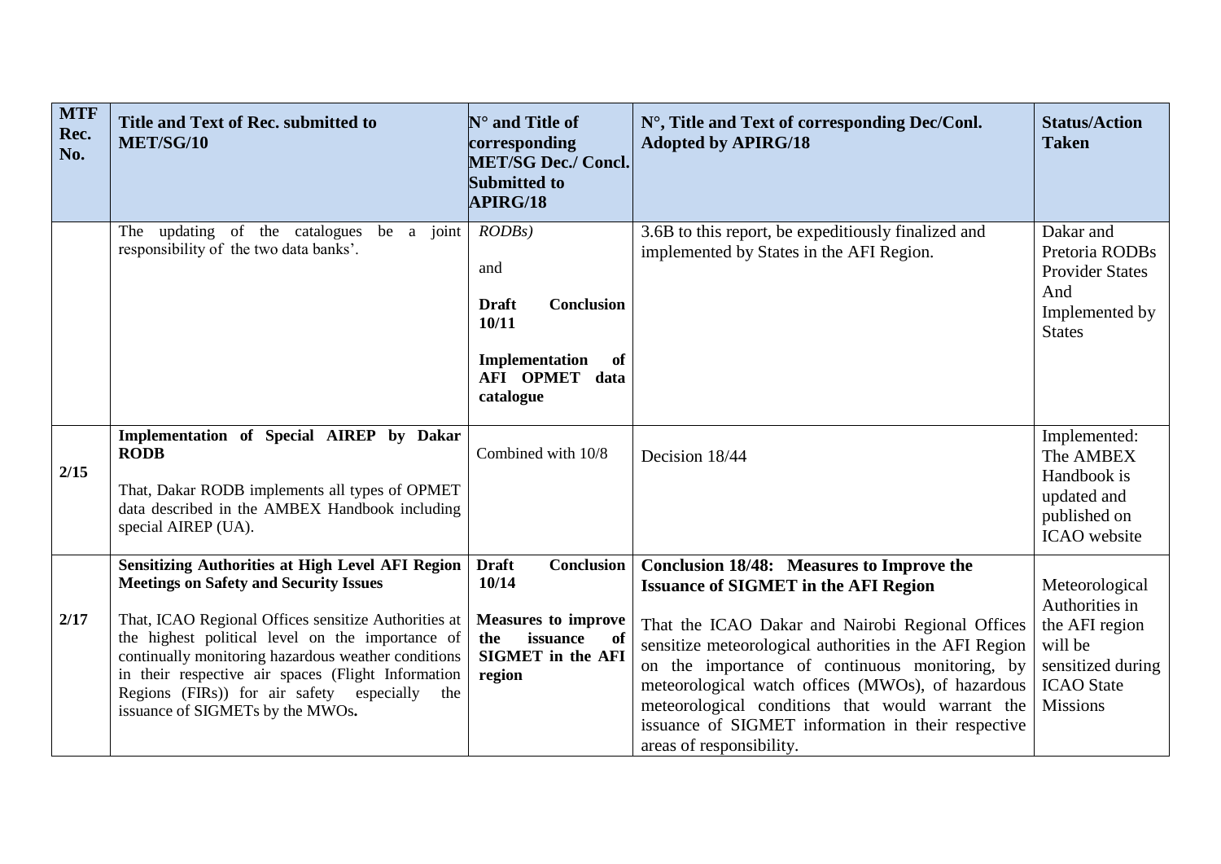| MTF Rec. No. | Title and Text of Rec. submitted to MET/SG/10 | N° and Title of corresponding MET/SG Dec./ Concl. Submitted to APIRG/18 | N°, Title and Text of corresponding Dec/Conl. Adopted by APIRG/18 | Status/Action Taken |
|---|---|---|---|---|
| | The updating of the catalogues be a joint responsibility of the two data banks'. | *RODBs)*<br><br>and<br><br>**Draft Conclusion 10/11**<br><br>**Implementation of AFI OPMET data catalogue** | 3.6B to this report, be expeditiously finalized and implemented by States in the AFI Region. | Dakar and Pretoria RODBs Provider States And Implemented by States |
| 2/15 | **Implementation of Special AIREP by Dakar RODB**<br><br>That, Dakar RODB implements all types of OPMET data described in the AMBEX Handbook including special AIREP (UA). | Combined with 10/8 | Decision 18/44 | Implemented: The AMBEX Handbook is updated and published on ICAO website |
| 2/17 | **Sensitizing Authorities at High Level AFI Region Meetings on Safety and Security Issues**<br><br>That, ICAO Regional Offices sensitize Authorities at the highest political level on the importance of continually monitoring hazardous weather conditions in their respective air spaces (Flight Information Regions (FIRs)) for air safety especially the issuance of SIGMETs by the MWOs**.** | **Draft Conclusion 10/14**<br><br>**Measures to improve the issuance of SIGMET in the AFI region** | **Conclusion 18/48: Measures to Improve the Issuance of SIGMET in the AFI Region**<br><br>That the ICAO Dakar and Nairobi Regional Offices sensitize meteorological authorities in the AFI Region on the importance of continuous monitoring, by meteorological watch offices (MWOs), of hazardous meteorological conditions that would warrant the issuance of SIGMET information in their respective areas of responsibility. | Meteorological Authorities in the AFI region will be sensitized during ICAO State Missions |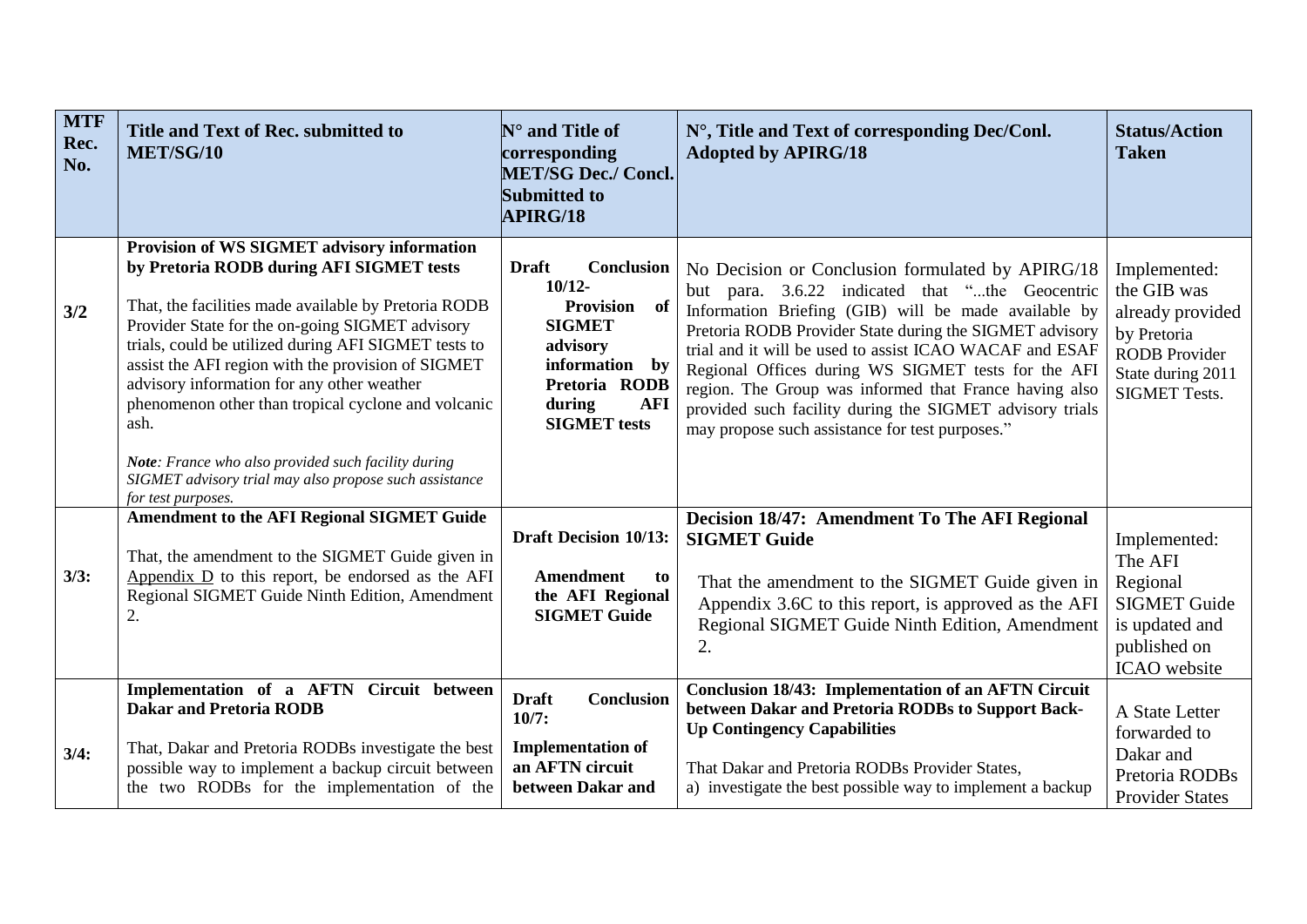| MTF Rec. No. | Title and Text of Rec. submitted to MET/SG/10 | N° and Title of corresponding MET/SG Dec./ Concl. Submitted to APIRG/18 | N°, Title and Text of corresponding Dec/Conl. Adopted by APIRG/18 | Status/Action Taken |
|---|---|---|---|---|
| 3/2 | **Provision of WS SIGMET advisory information by Pretoria RODB during AFI SIGMET tests**<br><br>That, the facilities made available by Pretoria RODB Provider State for the on-going SIGMET advisory trials, could be utilized during AFI SIGMET tests to assist the AFI region with the provision of SIGMET advisory information for any other weather phenomenon other than tropical cyclone and volcanic ash.<br><br>***Note****: France who also provided such facility during SIGMET advisory trial may also propose such assistance for test purposes.* | **Draft Conclusion 10/12- Provision of SIGMET advisory information by Pretoria RODB during AFI SIGMET tests** | No Decision or Conclusion formulated by APIRG/18 but para. 3.6.22 indicated that "...the Geocentric Information Briefing (GIB) will be made available by Pretoria RODB Provider State during the SIGMET advisory trial and it will be used to assist ICAO WACAF and ESAF Regional Offices during WS SIGMET tests for the AFI region. The Group was informed that France having also provided such facility during the SIGMET advisory trials may propose such assistance for test purposes." | Implemented: the GIB was already provided by Pretoria RODB Provider State during 2011 SIGMET Tests. |
| 3/3: | **Amendment to the AFI Regional SIGMET Guide**<br><br>That, the amendment to the SIGMET Guide given in Appendix D to this report, be endorsed as the AFI Regional SIGMET Guide Ninth Edition, Amendment 2. | **Draft Decision 10/13: Amendment to the AFI Regional SIGMET Guide** | **Decision 18/47: Amendment To The AFI Regional SIGMET Guide**<br><br>That the amendment to the SIGMET Guide given in Appendix 3.6C to this report, is approved as the AFI Regional SIGMET Guide Ninth Edition, Amendment 2. | Implemented: The AFI Regional SIGMET Guide is updated and published on ICAO website |
| 3/4: | **Implementation of a AFTN Circuit between Dakar and Pretoria RODB**<br><br>That, Dakar and Pretoria RODBs investigate the best possible way to implement a backup circuit between the two RODBs for the implementation of the | **Draft Conclusion 10/7: Implementation of an AFTN circuit between Dakar and** | **Conclusion 18/43: Implementation of an AFTN Circuit between Dakar and Pretoria RODBs to Support Back-Up Contingency Capabilities**<br><br>That Dakar and Pretoria RODBs Provider States,<br>a) investigate the best possible way to implement a backup | A State Letter forwarded to Dakar and Pretoria RODBs Provider States |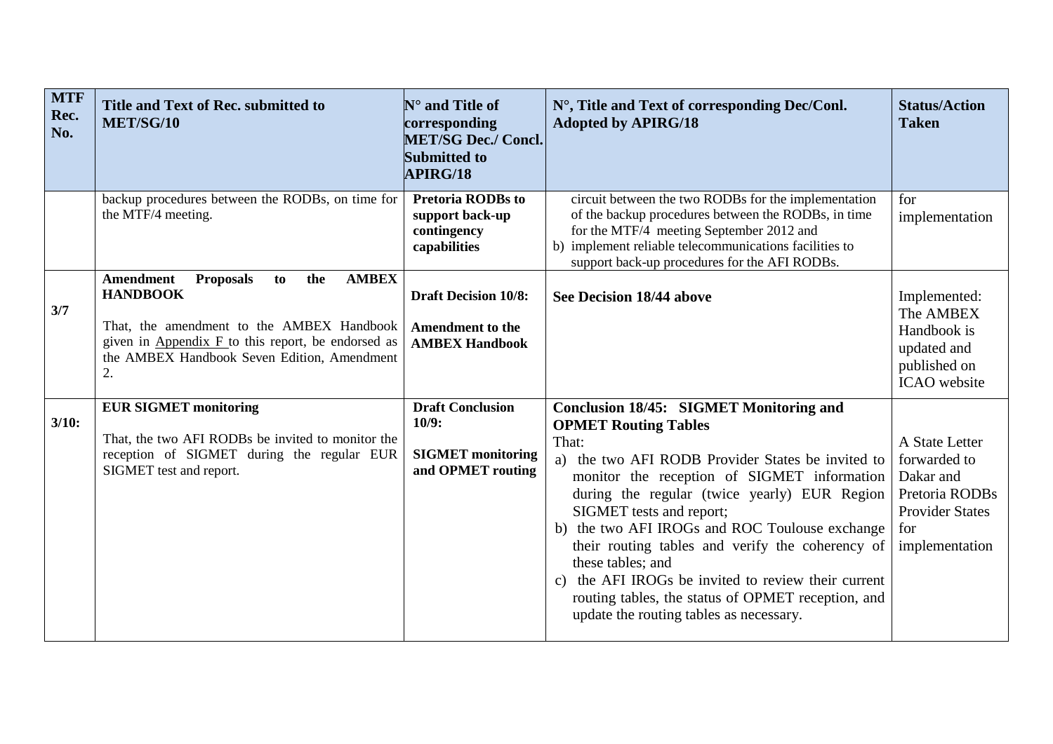| MTF Rec. No. | Title and Text of Rec. submitted to MET/SG/10 | N° and Title of corresponding MET/SG Dec./ Concl. Submitted to APIRG/18 | N°, Title and Text of corresponding Dec/Conl. Adopted by APIRG/18 | Status/Action Taken |
|---|---|---|---|---|
| | backup procedures between the RODBs, on time for the MTF/4 meeting. | **Pretoria RODBs to support back-up contingency capabilities** | circuit between the two RODBs for the implementation of the backup procedures between the RODBs, in time for the MTF/4 meeting September 2012 and<br>b) implement reliable telecommunications facilities to support back-up procedures for the AFI RODBs. | for implementation |
| **3/7** | **Amendment Proposals to the AMBEX HANDBOOK**<br><br>That, the amendment to the AMBEX Handbook given in Appendix F to this report, be endorsed as the AMBEX Handbook Seven Edition, Amendment 2. | **Draft Decision 10/8:**<br><br>**Amendment to the AMBEX Handbook** | **See Decision 18/44 above** | Implemented: The AMBEX Handbook is updated and published on ICAO website |
| **3/10:** | **EUR SIGMET monitoring**<br><br>That, the two AFI RODBs be invited to monitor the reception of SIGMET during the regular EUR SIGMET test and report. | **Draft Conclusion 10/9:**<br><br>**SIGMET monitoring and OPMET routing** | **Conclusion 18/45: SIGMET Monitoring and OPMET Routing Tables**<br>That:<br>a) the two AFI RODB Provider States be invited to monitor the reception of SIGMET information during the regular (twice yearly) EUR Region SIGMET tests and report;<br>b) the two AFI IROGs and ROC Toulouse exchange their routing tables and verify the coherency of these tables; and<br>c) the AFI IROGs be invited to review their current routing tables, the status of OPMET reception, and update the routing tables as necessary. | A State Letter forwarded to Dakar and Pretoria RODBs Provider States for implementation |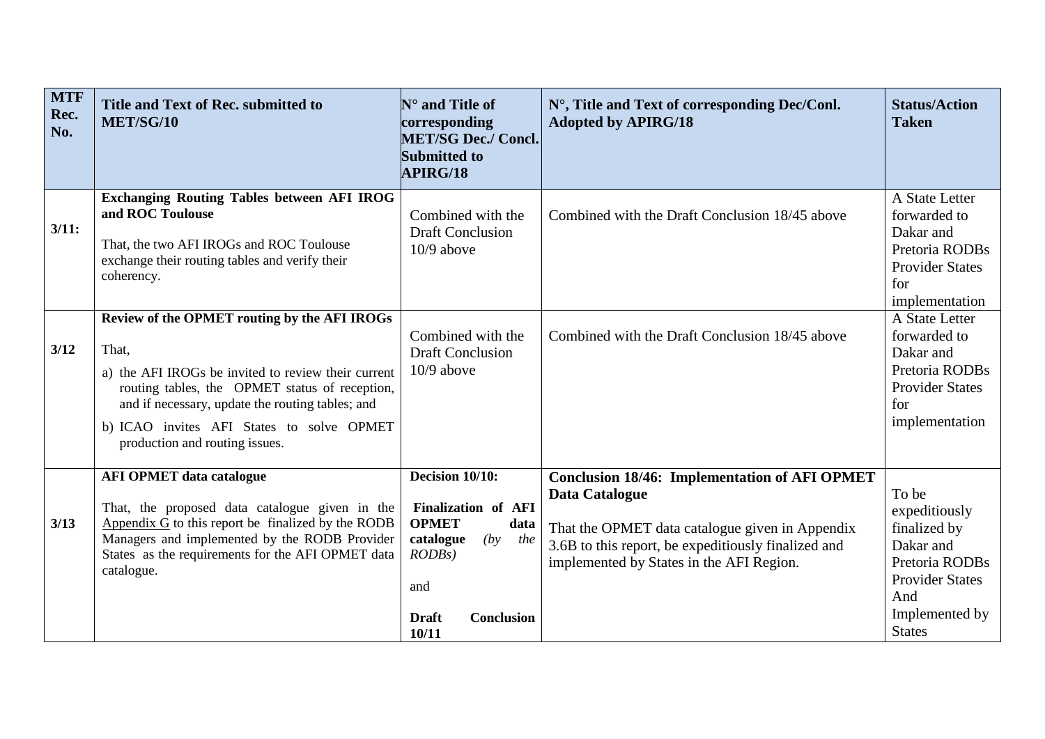| MTF Rec. No. | Title and Text of Rec. submitted to MET/SG/10 | N° and Title of corresponding MET/SG Dec./ Concl. Submitted to APIRG/18 | N°, Title and Text of corresponding Dec/Conl. Adopted by APIRG/18 | Status/Action Taken |
|---|---|---|---|---|
| 3/11: | **Exchanging Routing Tables between AFI IROG and ROC Toulouse**<br><br>That, the two AFI IROGs and ROC Toulouse exchange their routing tables and verify their coherency. | Combined with the Draft Conclusion 10/9 above | Combined with the Draft Conclusion 18/45 above | A State Letter forwarded to Dakar and Pretoria RODBs Provider States for implementation |
| 3/12 | **Review of the OPMET routing by the AFI IROGs**<br><br>That,<br><br>a) the AFI IROGs be invited to review their current routing tables, the OPMET status of reception, and if necessary, update the routing tables; and<br><br>b) ICAO invites AFI States to solve OPMET production and routing issues. | Combined with the Draft Conclusion 10/9 above | Combined with the Draft Conclusion 18/45 above | A State Letter forwarded to Dakar and Pretoria RODBs Provider States for implementation |
| 3/13 | **AFI OPMET data catalogue**<br><br>That, the proposed data catalogue given in the Appendix G to this report be finalized by the RODB Managers and implemented by the RODB Provider States as the requirements for the AFI OPMET data catalogue. | **Decision 10/10:**<br><br>**Finalization of AFI OPMET data catalogue** *(by the RODBs)*<br><br>and<br><br>**Draft Conclusion 10/11** | **Conclusion 18/46: Implementation of AFI OPMET Data Catalogue**<br><br>That the OPMET data catalogue given in Appendix 3.6B to this report, be expeditiously finalized and implemented by States in the AFI Region. | To be expeditiously finalized by Dakar and Pretoria RODBs Provider States And Implemented by States |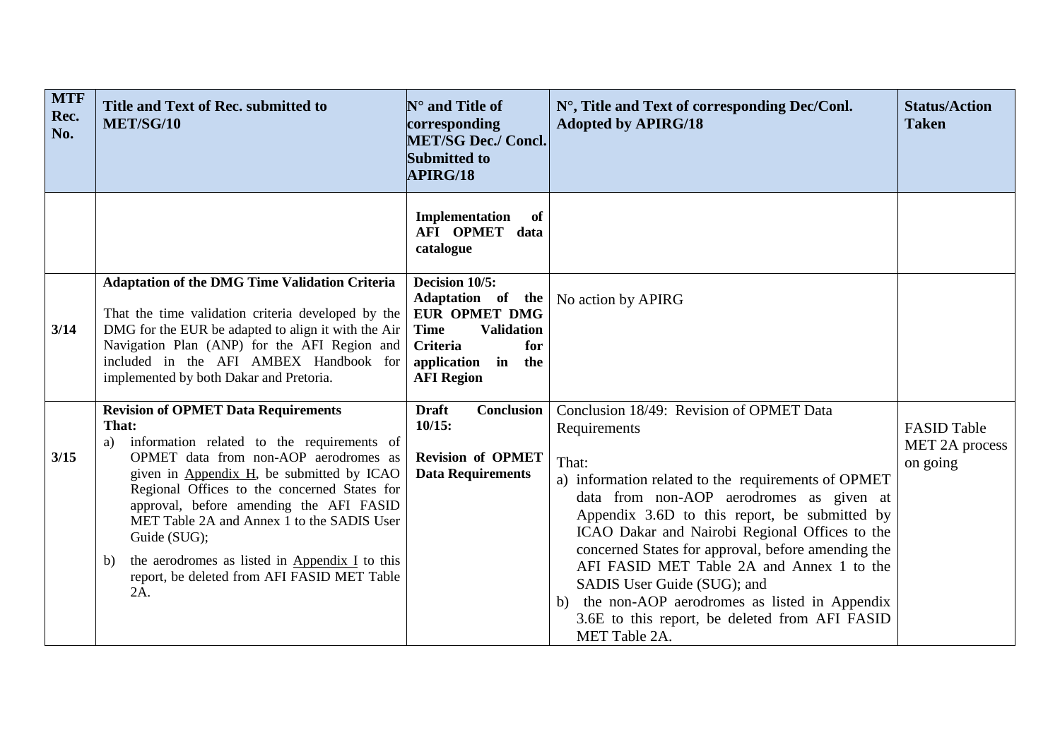| MTF Rec. No. | Title and Text of Rec. submitted to MET/SG/10 | N° and Title of corresponding MET/SG Dec./ Concl. Submitted to APIRG/18 | N°, Title and Text of corresponding Dec/Conl. Adopted by APIRG/18 | Status/Action Taken |
|---|---|---|---|---|
| | | **Implementation of AFI OPMET data catalogue** | | |
| 3/14 | **Adaptation of the DMG Time Validation Criteria**<br><br>That the time validation criteria developed by the DMG for the EUR be adapted to align it with the Air Navigation Plan (ANP) for the AFI Region and included in the AFI AMBEX Handbook for implemented by both Dakar and Pretoria. | **Decision 10/5: Adaptation of the EUR OPMET DMG Time Validation Criteria for application in the AFI Region** | No action by APIRG | |
| 3/15 | **Revision of OPMET Data Requirements**<br>**That:**<br>a) information related to the requirements of OPMET data from non-AOP aerodromes as given in Appendix H, be submitted by ICAO Regional Offices to the concerned States for approval, before amending the AFI FASID MET Table 2A and Annex 1 to the SADIS User Guide (SUG);<br>b) the aerodromes as listed in Appendix I to this report, be deleted from AFI FASID MET Table 2A. | **Draft Conclusion 10/15:**<br><br>**Revision of OPMET Data Requirements** | Conclusion 18/49: Revision of OPMET Data Requirements<br><br>That:<br>a) information related to the requirements of OPMET data from non-AOP aerodromes as given at Appendix 3.6D to this report, be submitted by ICAO Dakar and Nairobi Regional Offices to the concerned States for approval, before amending the AFI FASID MET Table 2A and Annex 1 to the SADIS User Guide (SUG); and<br>b) the non-AOP aerodromes as listed in Appendix 3.6E to this report, be deleted from AFI FASID MET Table 2A. | FASID Table MET 2A process on going |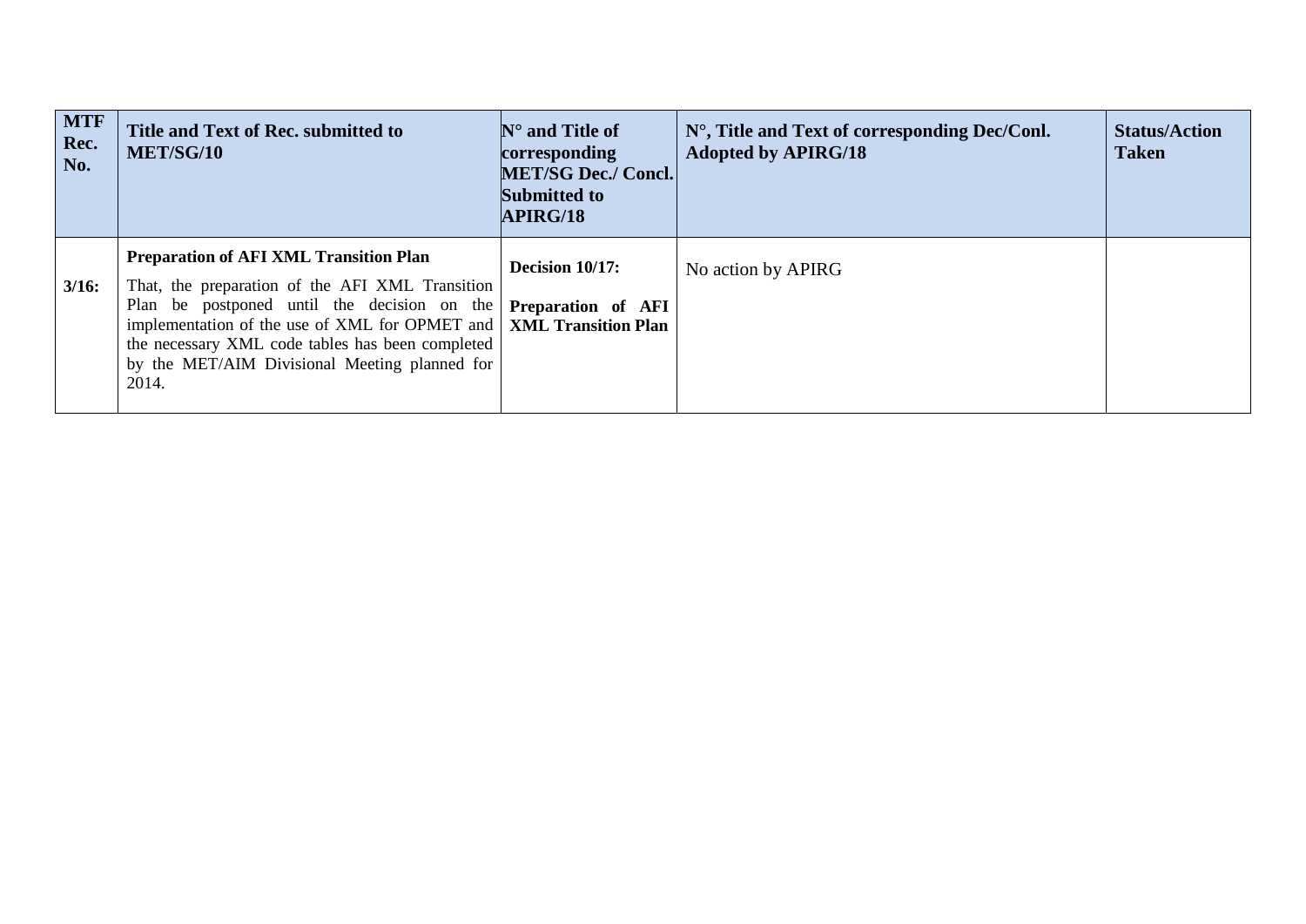| MTF Rec. No. | Title and Text of Rec. submitted to MET/SG/10 | N° and Title of corresponding MET/SG Dec./ Concl. Submitted to APIRG/18 | N°, Title and Text of corresponding Dec/Conl. Adopted by APIRG/18 | Status/Action Taken |
|---|---|---|---|---|
| **3/16:** | **Preparation of AFI XML Transition Plan**<br>That, the preparation of the AFI XML Transition Plan be postponed until the decision on the implementation of the use of XML for OPMET and the necessary XML code tables has been completed by the MET/AIM Divisional Meeting planned for 2014. | **Decision 10/17:**<br>**Preparation of AFI XML Transition Plan** | No action by APIRG | |